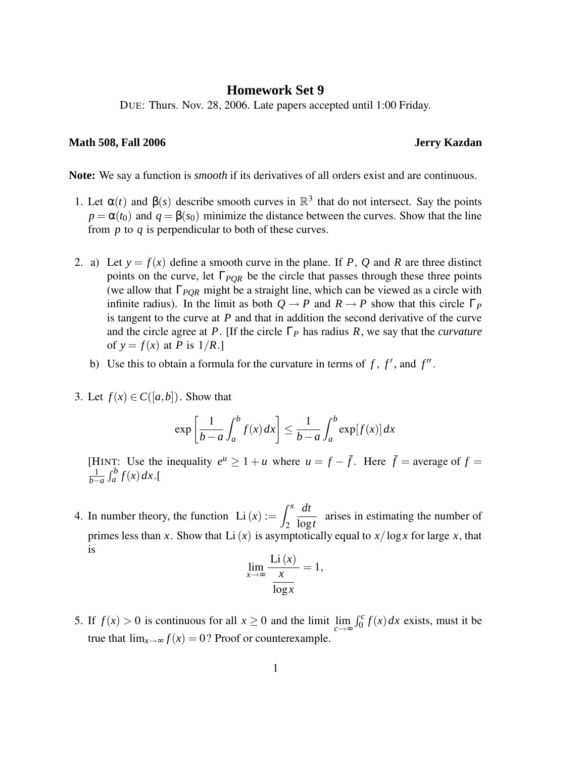# Homework Set 9

DUE: Thurs. Nov. 28, 2006. Late papers accepted until 1:00 Friday.

**Math 508, Fall 2006** **Jerry Kazdan**

**Note:** We say a function is *smooth* if its derivatives of all orders exist and are continuous.

1. Let $\alpha(t)$ and $\beta(s)$ describe smooth curves in $\mathbb{R}^3$ that do not intersect. Say the points $p = \alpha(t_0)$ and $q = \beta(s_0)$ minimize the distance between the curves. Show that the line from $p$ to $q$ is perpendicular to both of these curves.

2. a) Let $y = f(x)$ define a smooth curve in the plane. If $P$, $Q$ and $R$ are three distinct points on the curve, let $\Gamma_{PQR}$ be the circle that passes through these three points (we allow that $\Gamma_{PQR}$ might be a straight line, which can be viewed as a circle with infinite radius). In the limit as both $Q \to P$ and $R \to P$ show that this circle $\Gamma_P$ is tangent to the curve at $P$ and that in addition the second derivative of the curve and the circle agree at $P$. [If the circle $\Gamma_P$ has radius $R$, we say that the *curvature* of $y = f(x)$ at $P$ is $1/R$.]

   b) Use this to obtain a formula for the curvature in terms of $f$, $f'$, and $f''$.

3. Let $f(x) \in C([a,b])$. Show that

$$\exp\left[\frac{1}{b-a}\int_a^b f(x)\,dx\right] \le \frac{1}{b-a}\int_a^b \exp[f(x)]\,dx$$

   [HINT: Use the inequality $e^u \ge 1 + u$ where $u = f - \bar{f}$. Here $\bar{f}$ = average of $f$ = $\frac{1}{b-a}\int_a^b f(x)\,dx$.[

4. In number theory, the function $\operatorname{Li}(x) := \displaystyle\int_2^x \frac{dt}{\log t}$ arises in estimating the number of primes less than $x$. Show that $\operatorname{Li}(x)$ is asymptotically equal to $x/\log x$ for large $x$, that is

$$\lim_{x\to\infty} \frac{\operatorname{Li}(x)}{\dfrac{x}{\log x}} = 1,$$

5. If $f(x) > 0$ is continuous for all $x \ge 0$ and the limit $\lim_{c\to\infty} \int_0^c f(x)\,dx$ exists, must it be true that $\lim_{x\to\infty} f(x) = 0$? Proof or counterexample.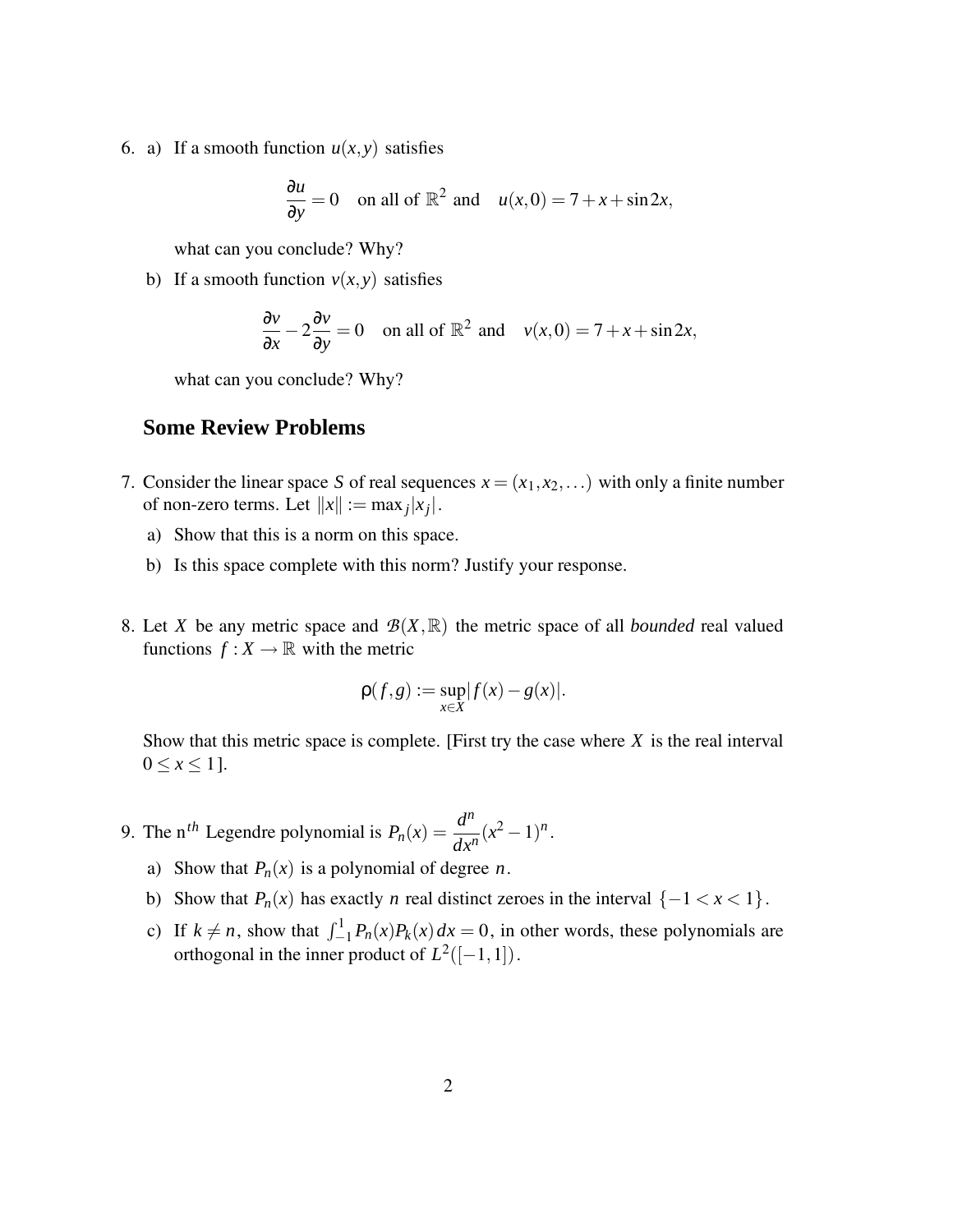6. a) If a smooth function $u(x,y)$ satisfies

$$\frac{\partial u}{\partial y} = 0 \quad \text{on all of } \mathbb{R}^2 \text{ and } \quad u(x,0) = 7 + x + \sin 2x,$$

   what can you conclude? Why?

   b) If a smooth function $v(x,y)$ satisfies

$$\frac{\partial v}{\partial x} - 2\frac{\partial v}{\partial y} = 0 \quad \text{on all of } \mathbb{R}^2 \text{ and } \quad v(x,0) = 7 + x + \sin 2x,$$

   what can you conclude? Why?

## Some Review Problems

7. Consider the linear space $S$ of real sequences $x = (x_1, x_2, \ldots)$ with only a finite number of non-zero terms. Let $\|x\| := \max_j |x_j|$.

   a) Show that this is a norm on this space.

   b) Is this space complete with this norm? Justify your response.

8. Let $X$ be any metric space and $\mathcal{B}(X,\mathbb{R})$ the metric space of all *bounded* real valued functions $f : X \to \mathbb{R}$ with the metric

$$\rho(f,g) := \sup_{x \in X} |f(x) - g(x)|.$$

   Show that this metric space is complete. [First try the case where $X$ is the real interval $0 \le x \le 1$].

9. The n$^{th}$ Legendre polynomial is $P_n(x) = \dfrac{d^n}{dx^n}(x^2 - 1)^n$.

   a) Show that $P_n(x)$ is a polynomial of degree $n$.

   b) Show that $P_n(x)$ has exactly $n$ real distinct zeroes in the interval $\{-1 < x < 1\}$.

   c) If $k \neq n$, show that $\int_{-1}^{1} P_n(x) P_k(x)\, dx = 0$, in other words, these polynomials are orthogonal in the inner product of $L^2([-1,1])$.